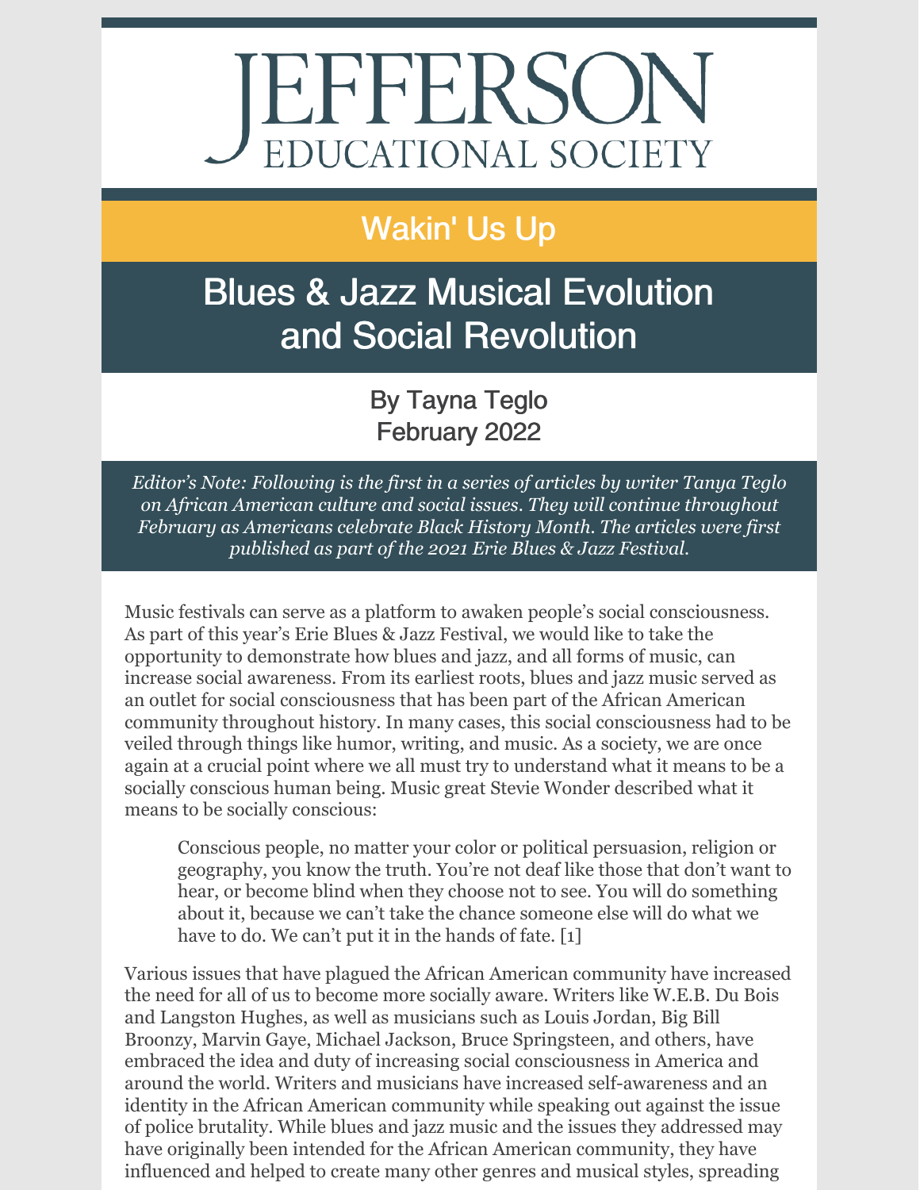# JEFFERSON EDUCATIONAL SOCIETY

## Wakin' Us Up

# Blues & Jazz Musical Evolution and Social Revolution

By Tayna Teglo
February 2022

*Editor's Note: Following is the first in a series of articles by writer Tanya Teglo on African American culture and social issues. They will continue throughout February as Americans celebrate Black History Month. The articles were first published as part of the 2021 Erie Blues & Jazz Festival.*

Music festivals can serve as a platform to awaken people's social consciousness. As part of this year's Erie Blues & Jazz Festival, we would like to take the opportunity to demonstrate how blues and jazz, and all forms of music, can increase social awareness. From its earliest roots, blues and jazz music served as an outlet for social consciousness that has been part of the African American community throughout history. In many cases, this social consciousness had to be veiled through things like humor, writing, and music. As a society, we are once again at a crucial point where we all must try to understand what it means to be a socially conscious human being. Music great Stevie Wonder described what it means to be socially conscious:

> Conscious people, no matter your color or political persuasion, religion or geography, you know the truth. You're not deaf like those that don't want to hear, or become blind when they choose not to see. You will do something about it, because we can't take the chance someone else will do what we have to do. We can't put it in the hands of fate. [1]

Various issues that have plagued the African American community have increased the need for all of us to become more socially aware. Writers like W.E.B. Du Bois and Langston Hughes, as well as musicians such as Louis Jordan, Big Bill Broonzy, Marvin Gaye, Michael Jackson, Bruce Springsteen, and others, have embraced the idea and duty of increasing social consciousness in America and around the world. Writers and musicians have increased self-awareness and an identity in the African American community while speaking out against the issue of police brutality. While blues and jazz music and the issues they addressed may have originally been intended for the African American community, they have influenced and helped to create many other genres and musical styles, spreading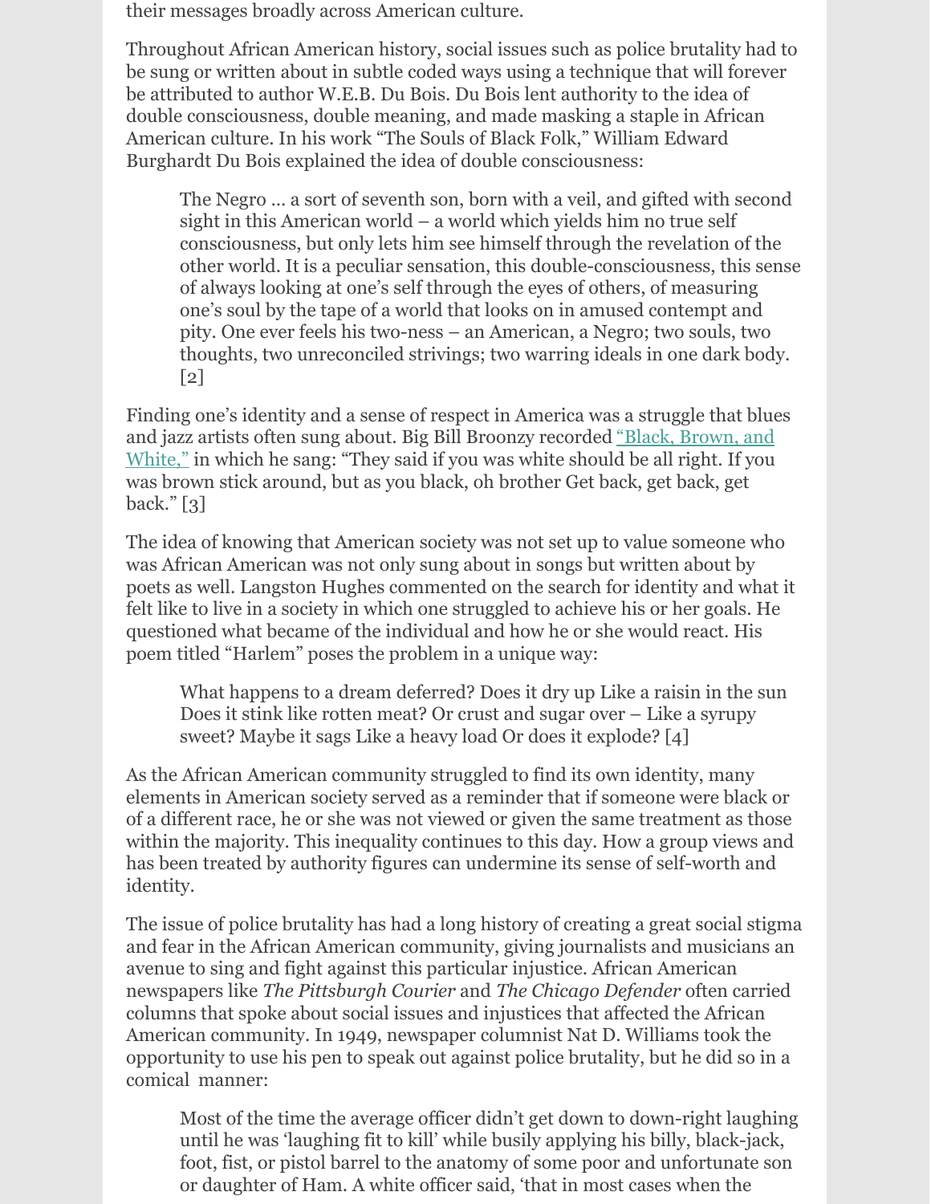their messages broadly across American culture.

Throughout African American history, social issues such as police brutality had to be sung or written about in subtle coded ways using a technique that will forever be attributed to author W.E.B. Du Bois. Du Bois lent authority to the idea of double consciousness, double meaning, and made masking a staple in African American culture. In his work "The Souls of Black Folk," William Edward Burghardt Du Bois explained the idea of double consciousness:

> The Negro … a sort of seventh son, born with a veil, and gifted with second sight in this American world – a world which yields him no true self consciousness, but only lets him see himself through the revelation of the other world. It is a peculiar sensation, this double-consciousness, this sense of always looking at one's self through the eyes of others, of measuring one's soul by the tape of a world that looks on in amused contempt and pity. One ever feels his two-ness – an American, a Negro; two souls, two thoughts, two unreconciled strivings; two warring ideals in one dark body. [2]

Finding one's identity and a sense of respect in America was a struggle that blues and jazz artists often sung about. Big Bill Broonzy recorded "Black, Brown, and White," in which he sang: "They said if you was white should be all right. If you was brown stick around, but as you black, oh brother Get back, get back, get back." [3]

The idea of knowing that American society was not set up to value someone who was African American was not only sung about in songs but written about by poets as well. Langston Hughes commented on the search for identity and what it felt like to live in a society in which one struggled to achieve his or her goals. He questioned what became of the individual and how he or she would react. His poem titled "Harlem" poses the problem in a unique way:

> What happens to a dream deferred? Does it dry up Like a raisin in the sun Does it stink like rotten meat? Or crust and sugar over – Like a syrupy sweet? Maybe it sags Like a heavy load Or does it explode? [4]

As the African American community struggled to find its own identity, many elements in American society served as a reminder that if someone were black or of a different race, he or she was not viewed or given the same treatment as those within the majority. This inequality continues to this day. How a group views and has been treated by authority figures can undermine its sense of self-worth and identity.

The issue of police brutality has had a long history of creating a great social stigma and fear in the African American community, giving journalists and musicians an avenue to sing and fight against this particular injustice. African American newspapers like *The Pittsburgh Courier* and *The Chicago Defender* often carried columns that spoke about social issues and injustices that affected the African American community. In 1949, newspaper columnist Nat D. Williams took the opportunity to use his pen to speak out against police brutality, but he did so in a comical manner:

> Most of the time the average officer didn't get down to down-right laughing until he was 'laughing fit to kill' while busily applying his billy, black-jack, foot, fist, or pistol barrel to the anatomy of some poor and unfortunate son or daughter of Ham. A white officer said, 'that in most cases when the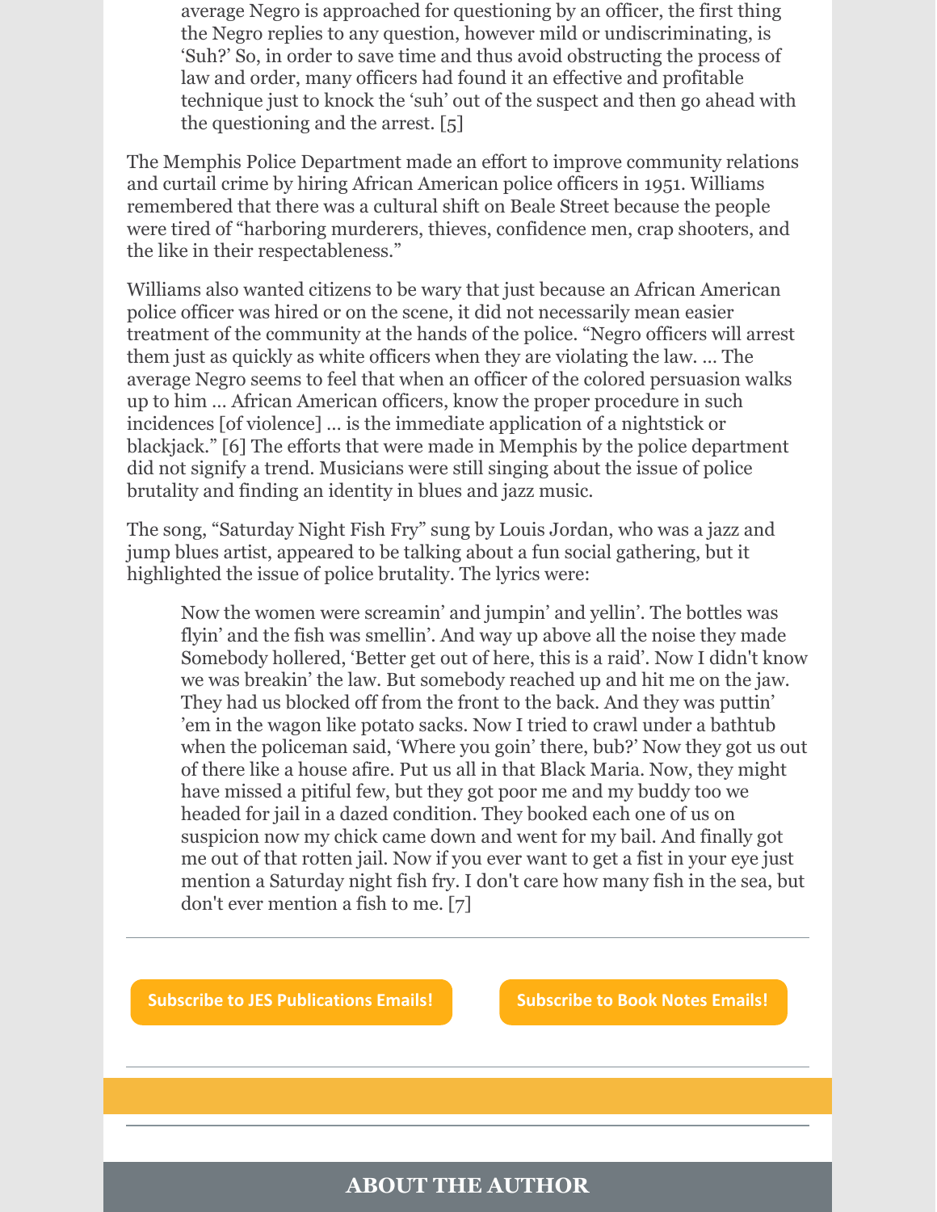> average Negro is approached for questioning by an officer, the first thing the Negro replies to any question, however mild or undiscriminating, is 'Suh?' So, in order to save time and thus avoid obstructing the process of law and order, many officers had found it an effective and profitable technique just to knock the 'suh' out of the suspect and then go ahead with the questioning and the arrest. [5]

The Memphis Police Department made an effort to improve community relations and curtail crime by hiring African American police officers in 1951. Williams remembered that there was a cultural shift on Beale Street because the people were tired of "harboring murderers, thieves, confidence men, crap shooters, and the like in their respectableness."

Williams also wanted citizens to be wary that just because an African American police officer was hired or on the scene, it did not necessarily mean easier treatment of the community at the hands of the police. "Negro officers will arrest them just as quickly as white officers when they are violating the law. … The average Negro seems to feel that when an officer of the colored persuasion walks up to him … African American officers, know the proper procedure in such incidences [of violence] … is the immediate application of a nightstick or blackjack." [6] The efforts that were made in Memphis by the police department did not signify a trend. Musicians were still singing about the issue of police brutality and finding an identity in blues and jazz music.

The song, "Saturday Night Fish Fry" sung by Louis Jordan, who was a jazz and jump blues artist, appeared to be talking about a fun social gathering, but it highlighted the issue of police brutality. The lyrics were:

> Now the women were screamin' and jumpin' and yellin'. The bottles was flyin' and the fish was smellin'. And way up above all the noise they made Somebody hollered, 'Better get out of here, this is a raid'. Now I didn't know we was breakin' the law. But somebody reached up and hit me on the jaw. They had us blocked off from the front to the back. And they was puttin' 'em in the wagon like potato sacks. Now I tried to crawl under a bathtub when the policeman said, 'Where you goin' there, bub?' Now they got us out of there like a house afire. Put us all in that Black Maria. Now, they might have missed a pitiful few, but they got poor me and my buddy too we headed for jail in a dazed condition. They booked each one of us on suspicion now my chick came down and went for my bail. And finally got me out of that rotten jail. Now if you ever want to get a fist in your eye just mention a Saturday night fish fry. I don't care how many fish in the sea, but don't ever mention a fish to me. [7]

---

Subscribe to JES Publications Emails! | Subscribe to Book Notes Emails!

---

## ABOUT THE AUTHOR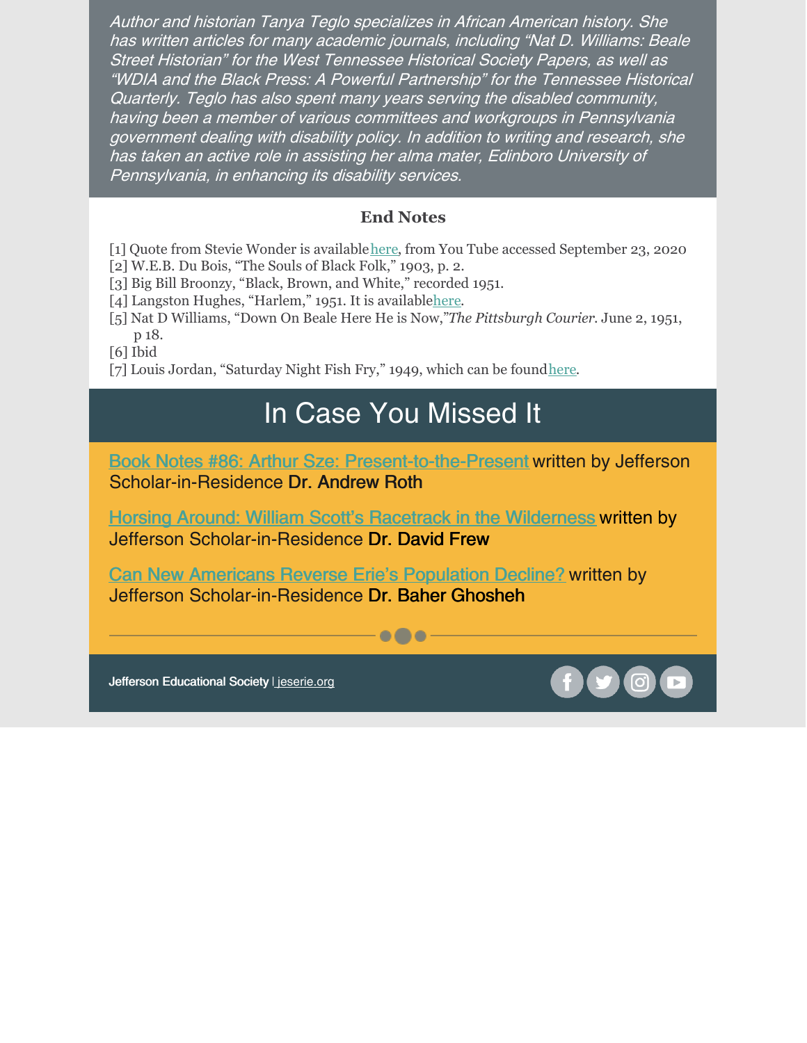*Author and historian Tanya Teglo specializes in African American history. She has written articles for many academic journals, including "Nat D. Williams: Beale Street Historian" for the West Tennessee Historical Society Papers, as well as "WDIA and the Black Press: A Powerful Partnership" for the Tennessee Historical Quarterly. Teglo has also spent many years serving the disabled community, having been a member of various committees and workgroups in Pennsylvania government dealing with disability policy. In addition to writing and research, she has taken an active role in assisting her alma mater, Edinboro University of Pennsylvania, in enhancing its disability services.*

### End Notes

[1] Quote from Stevie Wonder is available here, from You Tube accessed September 23, 2020
[2] W.E.B. Du Bois, "The Souls of Black Folk," 1903, p. 2.
[3] Big Bill Broonzy, "Black, Brown, and White," recorded 1951.
[4] Langston Hughes, "Harlem," 1951. It is available here.
[5] Nat D Williams, "Down On Beale Here He is Now," *The Pittsburgh Courier*. June 2, 1951, p 18.
[6] Ibid
[7] Louis Jordan, "Saturday Night Fish Fry," 1949, which can be found here.

## In Case You Missed It

Book Notes #86: Arthur Sze: Present-to-the-Present written by Jefferson Scholar-in-Residence **Dr. Andrew Roth**

Horsing Around: William Scott's Racetrack in the Wilderness written by Jefferson Scholar-in-Residence **Dr. David Frew**

Can New Americans Reverse Erie's Population Decline? written by Jefferson Scholar-in-Residence **Dr. Baher Ghosheh**

Jefferson Educational Society | jeserie.org